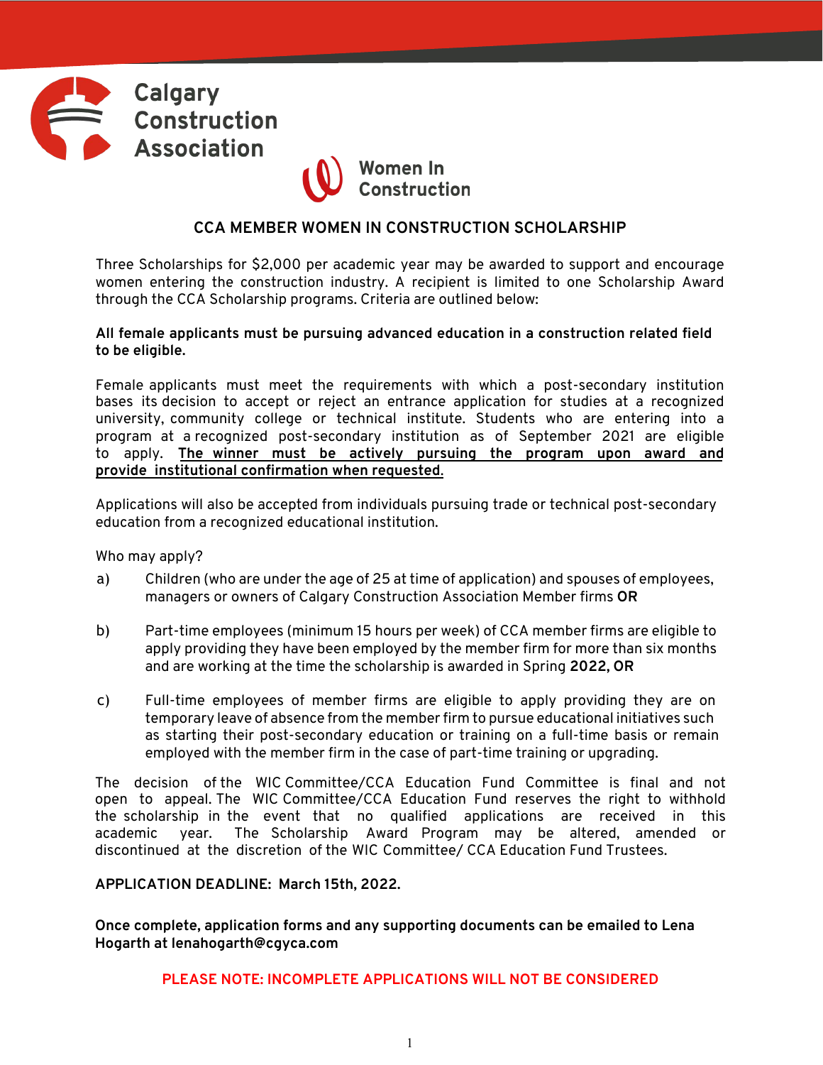Calgary Construction Association

Women In Construction

## CCA MEMBER WOMEN IN CONSTRUCTION SCHOLARSHIP

Three Scholarships for $2,000 per academic year may be awarded to support and encourage women entering the construction industry. A recipient is limited to one Scholarship Award through the CCA Scholarship programs. Criteria are outlined below:

**All female applicants must be pursuing advanced education in a construction related field to be eligible.**

Female applicants must meet the requirements with which a post-secondary institution bases its decision to accept or reject an entrance application for studies at a recognized university, community college or technical institute. Students who are entering into a program at a recognized post-secondary institution as of September 2021 are eligible to apply. **The winner must be actively pursuing the program upon award and provide institutional confirmation when requested.**

Applications will also be accepted from individuals pursuing trade or technical post-secondary education from a recognized educational institution.

Who may apply?

a) Children (who are under the age of 25 at time of application) and spouses of employees, managers or owners of Calgary Construction Association Member firms **OR**

b) Part-time employees (minimum 15 hours per week) of CCA member firms are eligible to apply providing they have been employed by the member firm for more than six months and are working at the time the scholarship is awarded in Spring **2022, OR**

c) Full-time employees of member firms are eligible to apply providing they are on temporary leave of absence from the member firm to pursue educational initiatives such as starting their post-secondary education or training on a full-time basis or remain employed with the member firm in the case of part-time training or upgrading.

The decision of the WIC Committee/CCA Education Fund Committee is final and not open to appeal. The WIC Committee/CCA Education Fund reserves the right to withhold the scholarship in the event that no qualified applications are received in this academic year. The Scholarship Award Program may be altered, amended or discontinued at the discretion of the WIC Committee/ CCA Education Fund Trustees.

**APPLICATION DEADLINE: March 15th, 2022.**

**Once complete, application forms and any supporting documents can be emailed to Lena Hogarth at lenahogarth@cgyca.com**

**PLEASE NOTE: INCOMPLETE APPLICATIONS WILL NOT BE CONSIDERED**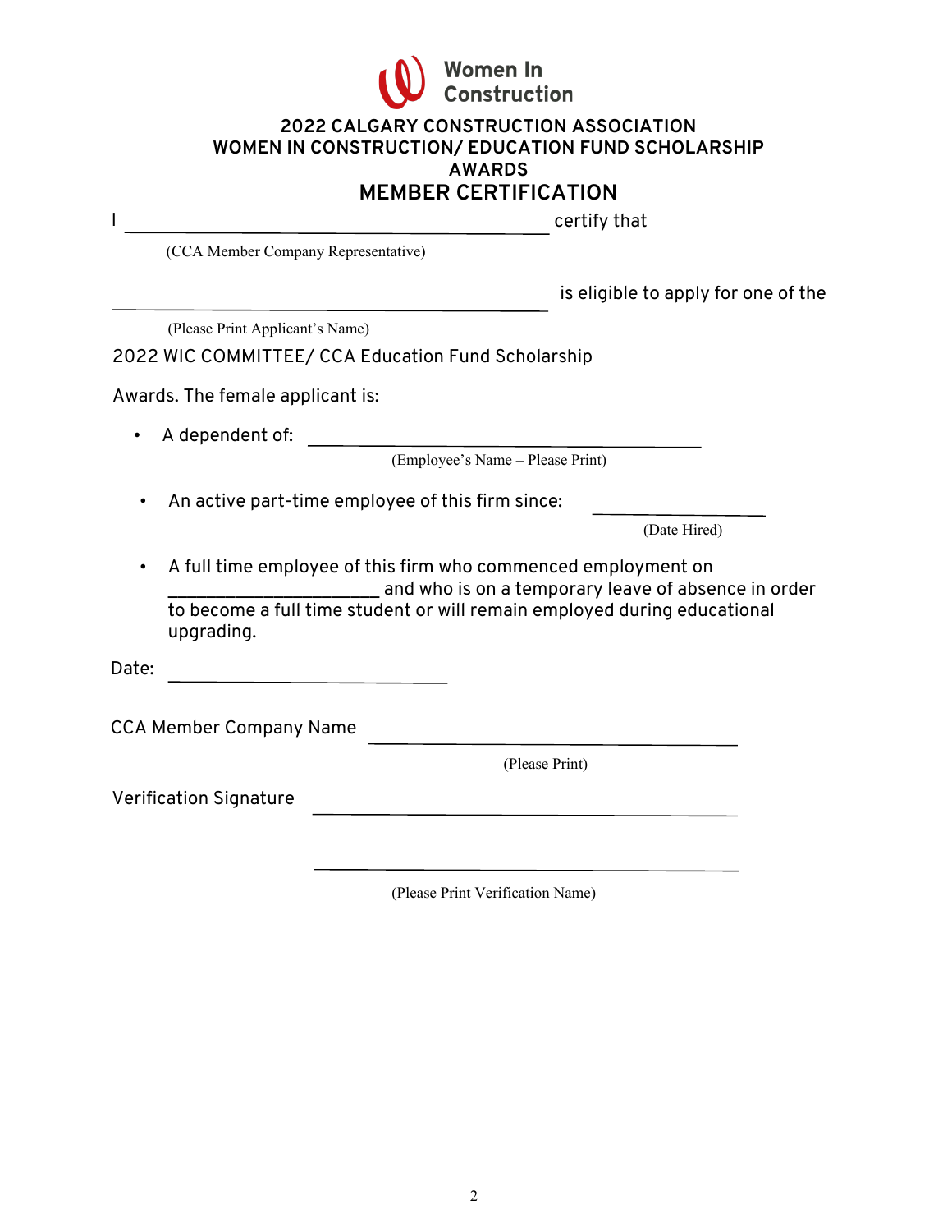Women In Construction

## 2022 CALGARY CONSTRUCTION ASSOCIATION WOMEN IN CONSTRUCTION/ EDUCATION FUND SCHOLARSHIP AWARDS

## MEMBER CERTIFICATION

I ______________________________________ certify that

(CCA Member Company Representative)

______________________________________ is eligible to apply for one of the

(Please Print Applicant's Name)

2022 WIC COMMITTEE/ CCA Education Fund Scholarship

Awards. The female applicant is:

- A dependent of: ______________________________________

  (Employee's Name – Please Print)

- An active part-time employee of this firm since: ________________

  (Date Hired)

- A full time employee of this firm who commenced employment on _____________________ and who is on a temporary leave of absence in order to become a full time student or will remain employed during educational upgrading.

Date: ________________________

CCA Member Company Name ______________________________________

(Please Print)

Verification Signature ______________________________________

______________________________________

(Please Print Verification Name)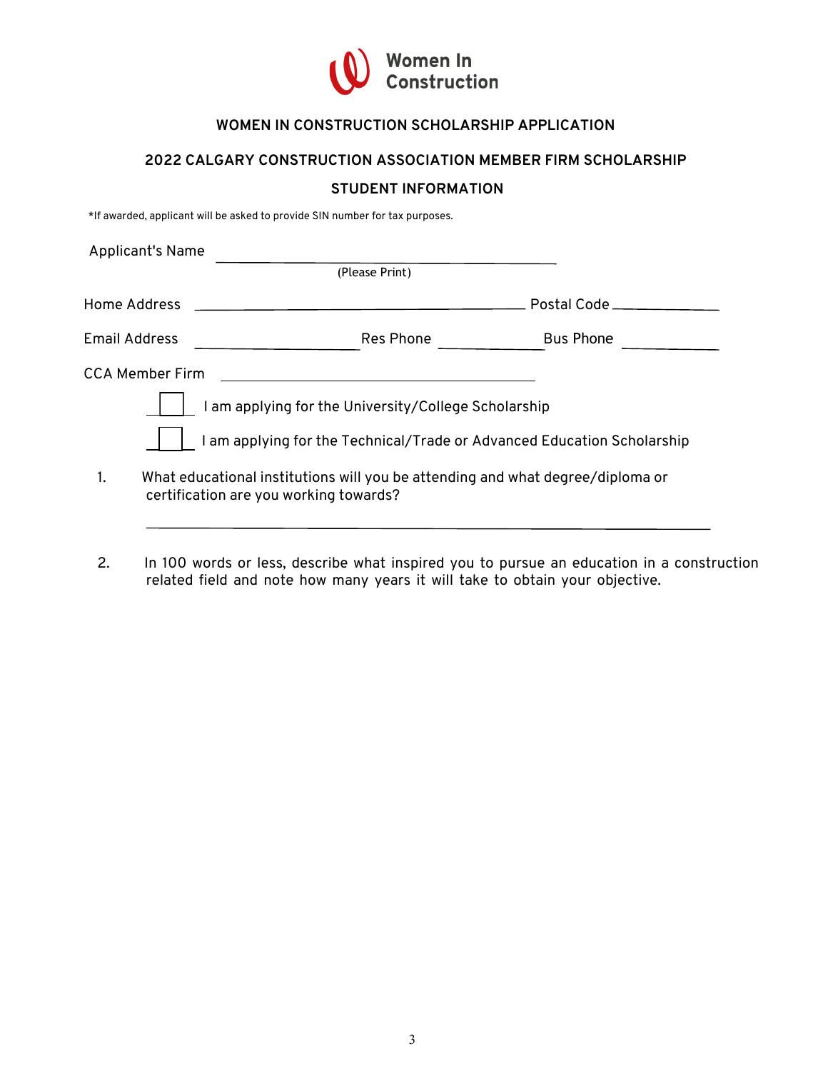Women In Construction

## WOMEN IN CONSTRUCTION SCHOLARSHIP APPLICATION

## 2022 CALGARY CONSTRUCTION ASSOCIATION MEMBER FIRM SCHOLARSHIP

### STUDENT INFORMATION

*If awarded, applicant will be asked to provide SIN number for tax purposes.

Applicant's Name ______________________________
(Please Print)

Home Address ______________________________ Postal Code ______________

Email Address ______________ Res Phone ______________ Bus Phone ______________

CCA Member Firm ______________________________

☐ I am applying for the University/College Scholarship

☐ I am applying for the Technical/Trade or Advanced Education Scholarship

1. What educational institutions will you be attending and what degree/diploma or certification are you working towards?

   ______________________________________________________________

2. In 100 words or less, describe what inspired you to pursue an education in a construction related field and note how many years it will take to obtain your objective.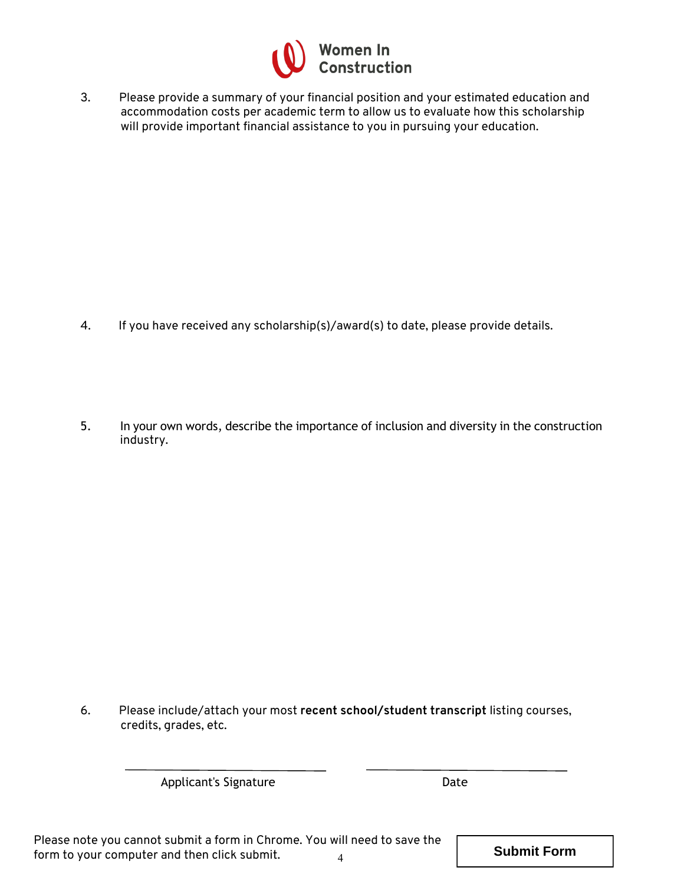Women In Construction

3. Please provide a summary of your financial position and your estimated education and accommodation costs per academic term to allow us to evaluate how this scholarship will provide important financial assistance to you in pursuing your education.

4. If you have received any scholarship(s)/award(s) to date, please provide details.

5. In your own words, describe the importance of inclusion and diversity in the construction industry.

6. Please include/attach your most **recent school/student transcript** listing courses, credits, grades, etc.

\_\_\_\_\_\_\_\_\_\_\_\_\_\_\_\_\_\_\_\_\_\_\_\_\_\_\_\_ Applicant's Signature

\_\_\_\_\_\_\_\_\_\_\_\_\_\_\_\_\_\_\_\_\_\_\_\_\_\_\_\_ Date

Please note you cannot submit a form in Chrome. You will need to save the form to your computer and then click submit.

**Submit Form**